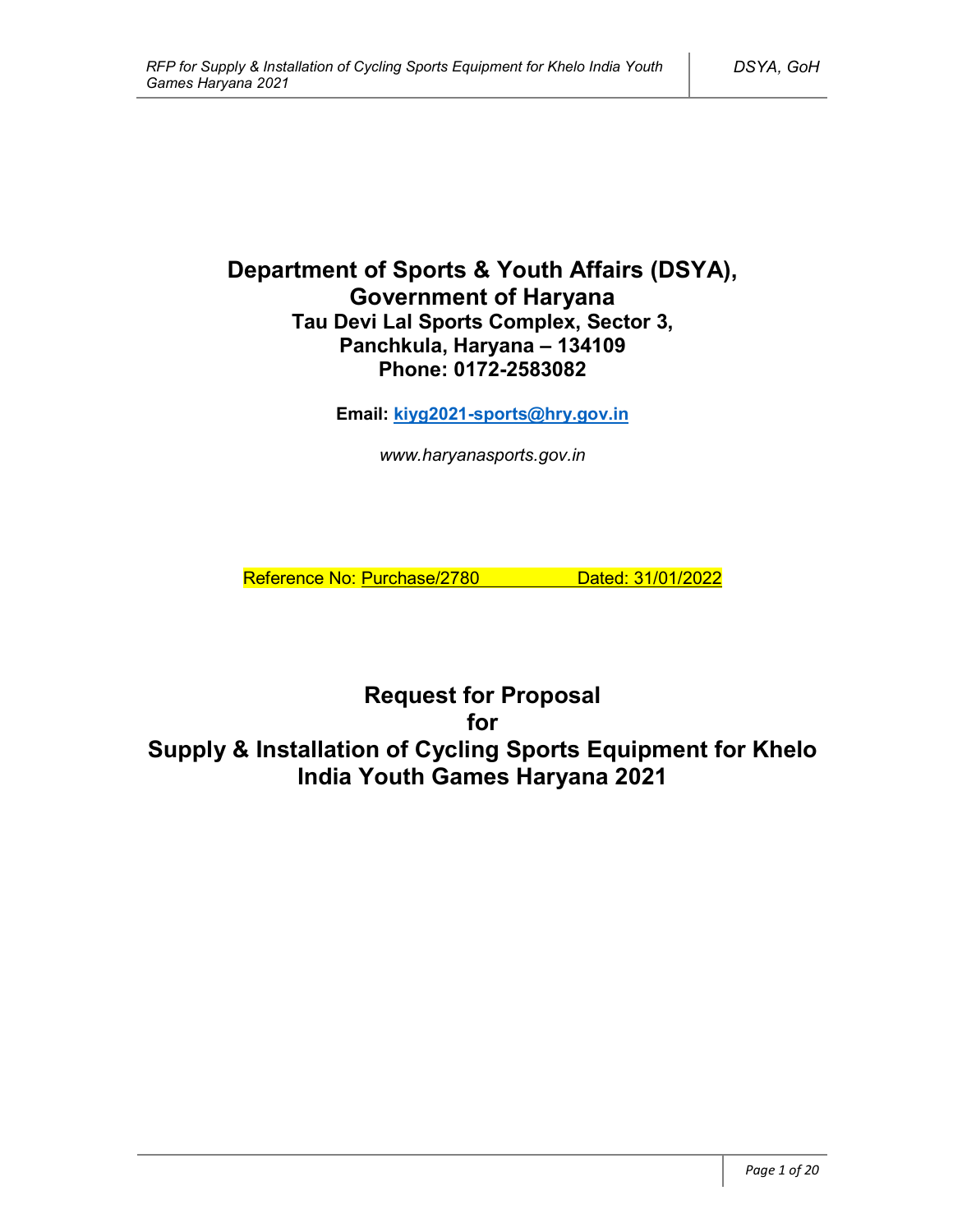# Department of Sports & Youth Affairs (DSYA), Government of Haryana

### Tau Devi Lal Sports Complex, Sector 3, Panchkula, Haryana – 134109
### Phone: 0172-2583082

**Email: kiyg2021-sports@hry.gov.in**

*www.haryanasports.gov.in*

Reference No: Purchase/2780 Dated: 31/01/2022

# Request for Proposal for Supply & Installation of Cycling Sports Equipment for Khelo India Youth Games Haryana 2021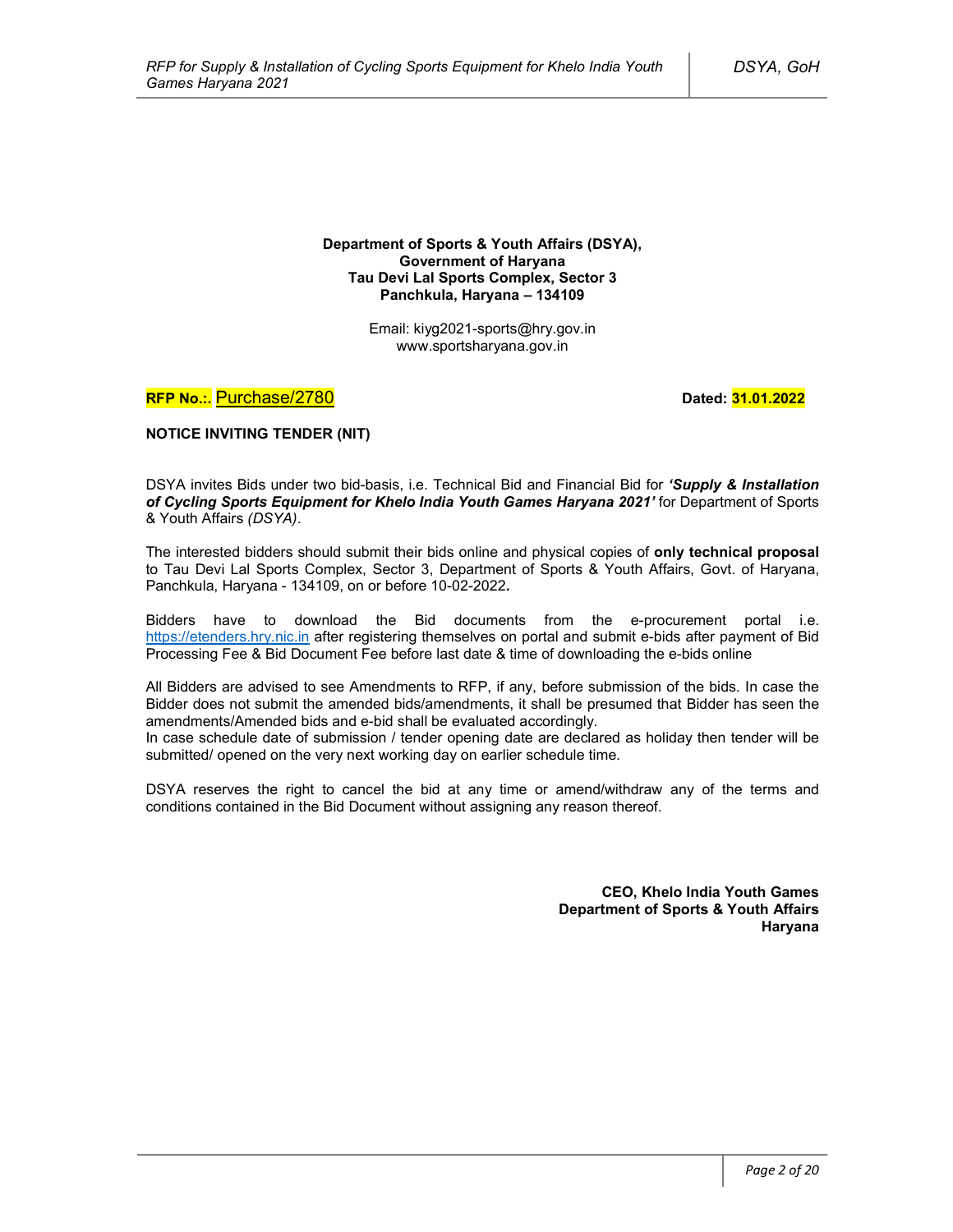**Department of Sports & Youth Affairs (DSYA),**
**Government of Haryana**
**Tau Devi Lal Sports Complex, Sector 3**
**Panchkula, Haryana – 134109**

Email: kiyg2021-sports@hry.gov.in
www.sportsharyana.gov.in

**RFP No.:.** Purchase/2780 **Dated: 31.01.2022**

**NOTICE INVITING TENDER (NIT)**

DSYA invites Bids under two bid-basis, i.e. Technical Bid and Financial Bid for ***'Supply & Installation of Cycling Sports Equipment for Khelo India Youth Games Haryana 2021'*** for Department of Sports & Youth Affairs *(DSYA)*.

The interested bidders should submit their bids online and physical copies of **only technical proposal** to Tau Devi Lal Sports Complex, Sector 3, Department of Sports & Youth Affairs, Govt. of Haryana, Panchkula, Haryana - 134109, on or before 10-02-2022**.**

Bidders have to download the Bid documents from the e-procurement portal i.e. https://etenders.hry.nic.in after registering themselves on portal and submit e-bids after payment of Bid Processing Fee & Bid Document Fee before last date & time of downloading the e-bids online

All Bidders are advised to see Amendments to RFP, if any, before submission of the bids. In case the Bidder does not submit the amended bids/amendments, it shall be presumed that Bidder has seen the amendments/Amended bids and e-bid shall be evaluated accordingly.
In case schedule date of submission / tender opening date are declared as holiday then tender will be submitted/ opened on the very next working day on earlier schedule time.

DSYA reserves the right to cancel the bid at any time or amend/withdraw any of the terms and conditions contained in the Bid Document without assigning any reason thereof.

**CEO, Khelo India Youth Games**
**Department of Sports & Youth Affairs**
**Haryana**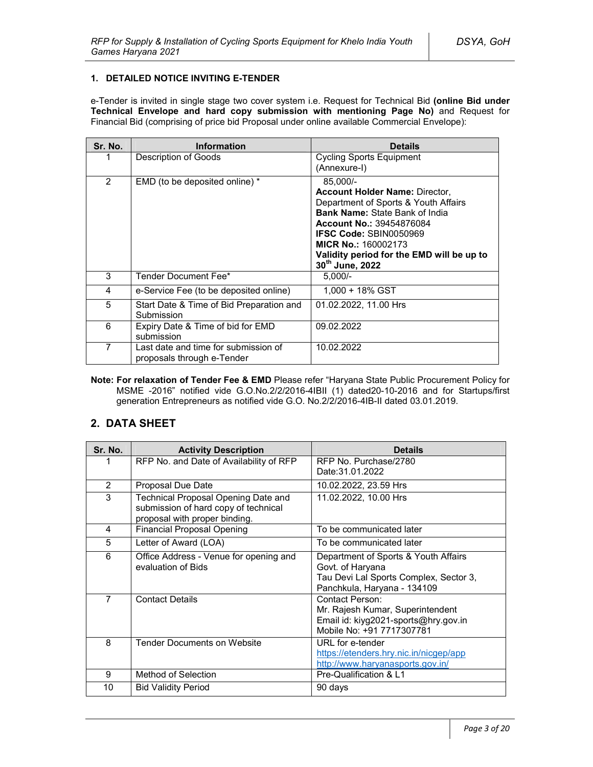### 1. DETAILED NOTICE INVITING E-TENDER

e-Tender is invited in single stage two cover system i.e. Request for Technical Bid **(online Bid under Technical Envelope and hard copy submission with mentioning Page No)** and Request for Financial Bid (comprising of price bid Proposal under online available Commercial Envelope):

| Sr. No. | Information | Details |
|---|---|---|
| 1 | Description of Goods | Cycling Sports Equipment (Annexure-I) |
| 2 | EMD (to be deposited online) * | 85,000/-<br>**Account Holder Name:** Director, Department of Sports & Youth Affairs<br>**Bank Name:** State Bank of India<br>**Account No.:** 39454876084<br>**IFSC Code:** SBIN0050969<br>**MICR No.:** 160002173<br>**Validity period for the EMD will be up to 30th June, 2022** |
| 3 | Tender Document Fee* | 5,000/- |
| 4 | e-Service Fee (to be deposited online) | 1,000 + 18% GST |
| 5 | Start Date & Time of Bid Preparation and Submission | 01.02.2022, 11.00 Hrs |
| 6 | Expiry Date & Time of bid for EMD submission | 09.02.2022 |
| 7 | Last date and time for submission of proposals through e-Tender | 10.02.2022 |

**Note: For relaxation of Tender Fee & EMD** Please refer "Haryana State Public Procurement Policy for MSME -2016" notified vide G.O.No.2/2/2016-4IBII (1) dated20-10-2016 and for Startups/first generation Entrepreneurs as notified vide G.O. No.2/2/2016-4IB-II dated 03.01.2019.

## 2. DATA SHEET

| Sr. No. | Activity Description | Details |
|---|---|---|
| 1 | RFP No. and Date of Availability of RFP | RFP No. Purchase/2780<br>Date:31.01.2022 |
| 2 | Proposal Due Date | 10.02.2022, 23.59 Hrs |
| 3 | Technical Proposal Opening Date and submission of hard copy of technical proposal with proper binding. | 11.02.2022, 10.00 Hrs |
| 4 | Financial Proposal Opening | To be communicated later |
| 5 | Letter of Award (LOA) | To be communicated later |
| 6 | Office Address - Venue for opening and evaluation of Bids | Department of Sports & Youth Affairs<br>Govt. of Haryana<br>Tau Devi Lal Sports Complex, Sector 3, Panchkula, Haryana - 134109 |
| 7 | Contact Details | Contact Person:<br>Mr. Rajesh Kumar, Superintendent<br>Email id: kiyg2021-sports@hry.gov.in<br>Mobile No: +91 7717307781 |
| 8 | Tender Documents on Website | URL for e-tender<br>https://etenders.hry.nic.in/nicgep/app<br>http://www.haryanasports.gov.in/ |
| 9 | Method of Selection | Pre-Qualification & L1 |
| 10 | Bid Validity Period | 90 days |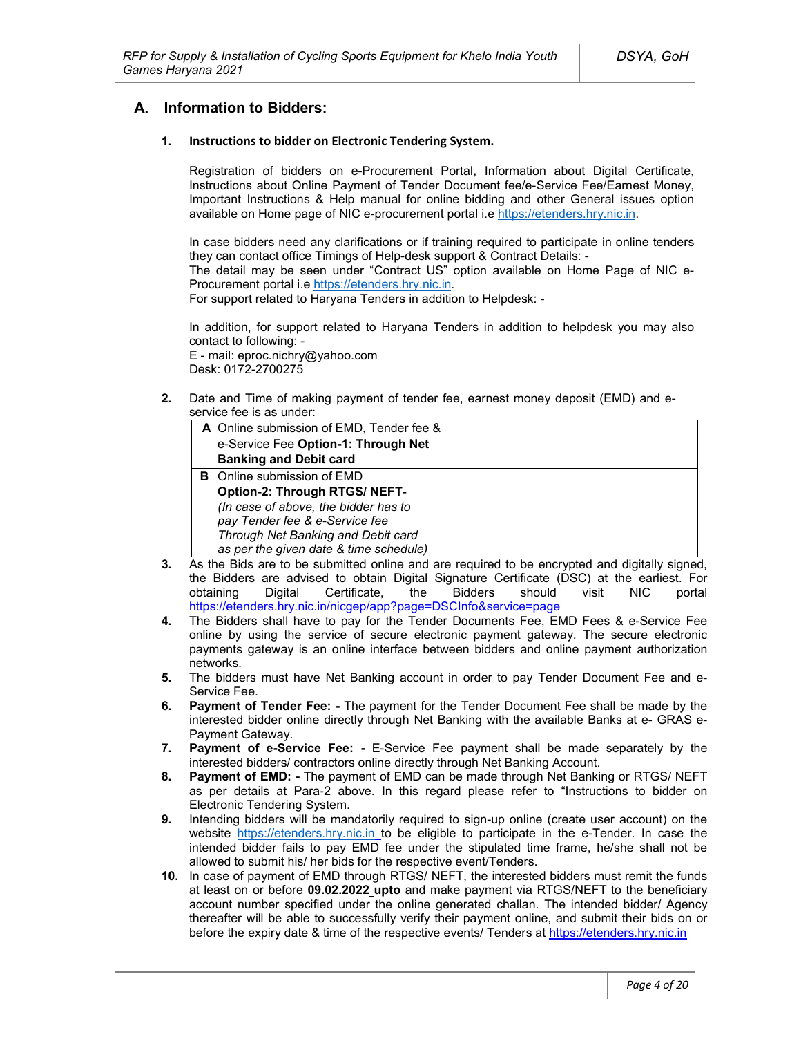## A. Information to Bidders:

### 1. Instructions to bidder on Electronic Tendering System.

Registration of bidders on e-Procurement Portal**,** Information about Digital Certificate, Instructions about Online Payment of Tender Document fee/e-Service Fee/Earnest Money, Important Instructions & Help manual for online bidding and other General issues option available on Home page of NIC e-procurement portal i.e https://etenders.hry.nic.in.

In case bidders need any clarifications or if training required to participate in online tenders they can contact office Timings of Help-desk support & Contract Details: -
The detail may be seen under "Contract US" option available on Home Page of NIC e-Procurement portal i.e https://etenders.hry.nic.in.
For support related to Haryana Tenders in addition to Helpdesk: -

In addition, for support related to Haryana Tenders in addition to helpdesk you may also contact to following: -
E - mail: eproc.nichry@yahoo.com
Desk: 0172-2700275

**2.** Date and Time of making payment of tender fee, earnest money deposit (EMD) and e-service fee is as under:

| | | |
|---|---|---|
| **A** | Online submission of EMD, Tender fee & e-Service Fee **Option-1: Through Net Banking and Debit card** | |
| **B** | Online submission of EMD **Option-2: Through RTGS/ NEFT-** *(In case of above, the bidder has to pay Tender fee & e-Service fee Through Net Banking and Debit card as per the given date & time schedule)* | |

**3.** As the Bids are to be submitted online and are required to be encrypted and digitally signed, the Bidders are advised to obtain Digital Signature Certificate (DSC) at the earliest. For obtaining Digital Certificate, the Bidders should visit NIC portal https://etenders.hry.nic.in/nicgep/app?page=DSCInfo&service=page

**4.** The Bidders shall have to pay for the Tender Documents Fee, EMD Fees & e-Service Fee online by using the service of secure electronic payment gateway. The secure electronic payments gateway is an online interface between bidders and online payment authorization networks.

**5.** The bidders must have Net Banking account in order to pay Tender Document Fee and e-Service Fee.

**6.** **Payment of Tender Fee: -** The payment for the Tender Document Fee shall be made by the interested bidder online directly through Net Banking with the available Banks at e- GRAS e-Payment Gateway.

**7.** **Payment of e-Service Fee: -** E-Service Fee payment shall be made separately by the interested bidders/ contractors online directly through Net Banking Account.

**8.** **Payment of EMD: -** The payment of EMD can be made through Net Banking or RTGS/ NEFT as per details at Para-2 above. In this regard please refer to "Instructions to bidder on Electronic Tendering System.

**9.** Intending bidders will be mandatorily required to sign-up online (create user account) on the website https://etenders.hry.nic.in to be eligible to participate in the e-Tender. In case the intended bidder fails to pay EMD fee under the stipulated time frame, he/she shall not be allowed to submit his/ her bids for the respective event/Tenders.

**10.** In case of payment of EMD through RTGS/ NEFT, the interested bidders must remit the funds at least on or before **09.02.2022 upto** and make payment via RTGS/NEFT to the beneficiary account number specified under the online generated challan. The intended bidder/ Agency thereafter will be able to successfully verify their payment online, and submit their bids on or before the expiry date & time of the respective events/ Tenders at https://etenders.hry.nic.in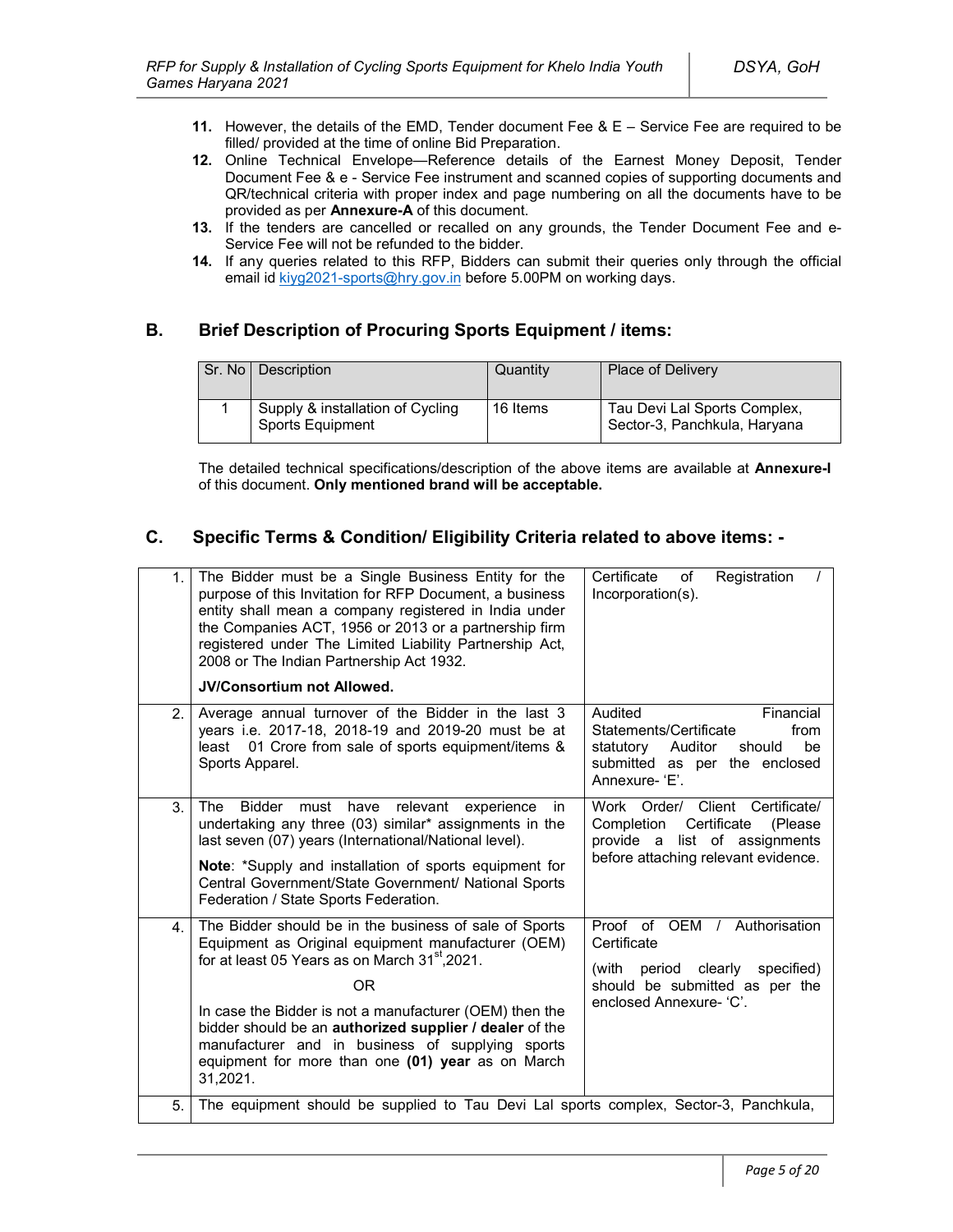11. However, the details of the EMD, Tender document Fee & E – Service Fee are required to be filled/ provided at the time of online Bid Preparation.
12. Online Technical Envelope—Reference details of the Earnest Money Deposit, Tender Document Fee & e - Service Fee instrument and scanned copies of supporting documents and QR/technical criteria with proper index and page numbering on all the documents have to be provided as per **Annexure-A** of this document.
13. If the tenders are cancelled or recalled on any grounds, the Tender Document Fee and e-Service Fee will not be refunded to the bidder.
14. If any queries related to this RFP, Bidders can submit their queries only through the official email id kiyg2021-sports@hry.gov.in before 5.00PM on working days.

## B. Brief Description of Procuring Sports Equipment / items:

| Sr. No | Description | Quantity | Place of Delivery |
|---|---|---|---|
| 1 | Supply & installation of Cycling Sports Equipment | 16 Items | Tau Devi Lal Sports Complex, Sector-3, Panchkula, Haryana |

The detailed technical specifications/description of the above items are available at **Annexure-I** of this document. **Only mentioned brand will be acceptable.**

## C. Specific Terms & Condition/ Eligibility Criteria related to above items: -

| | | |
|---|---|---|
| 1. | The Bidder must be a Single Business Entity for the purpose of this Invitation for RFP Document, a business entity shall mean a company registered in India under the Companies ACT, 1956 or 2013 or a partnership firm registered under The Limited Liability Partnership Act, 2008 or The Indian Partnership Act 1932.<br><br>**JV/Consortium not Allowed.** | Certificate of Registration / Incorporation(s). |
| 2. | Average annual turnover of the Bidder in the last 3 years i.e. 2017-18, 2018-19 and 2019-20 must be at least 01 Crore from sale of sports equipment/items & Sports Apparel. | Audited Financial Statements/Certificate from statutory Auditor should be submitted as per the enclosed Annexure- 'E'. |
| 3. | The Bidder must have relevant experience in undertaking any three (03) similar* assignments in the last seven (07) years (International/National level).<br><br>**Note**: *Supply and installation of sports equipment for Central Government/State Government/ National Sports Federation / State Sports Federation. | Work Order/ Client Certificate/ Completion Certificate (Please provide a list of assignments before attaching relevant evidence. |
| 4. | The Bidder should be in the business of sale of Sports Equipment as Original equipment manufacturer (OEM) for at least 05 Years as on March 31st,2021.<br><br>OR<br><br>In case the Bidder is not a manufacturer (OEM) then the bidder should be an **authorized supplier / dealer** of the manufacturer and in business of supplying sports equipment for more than one **(01) year** as on March 31,2021. | Proof of OEM / Authorisation Certificate<br><br>(with period clearly specified) should be submitted as per the enclosed Annexure- 'C'. |
| 5. | The equipment should be supplied to Tau Devi Lal sports complex, Sector-3, Panchkula, | |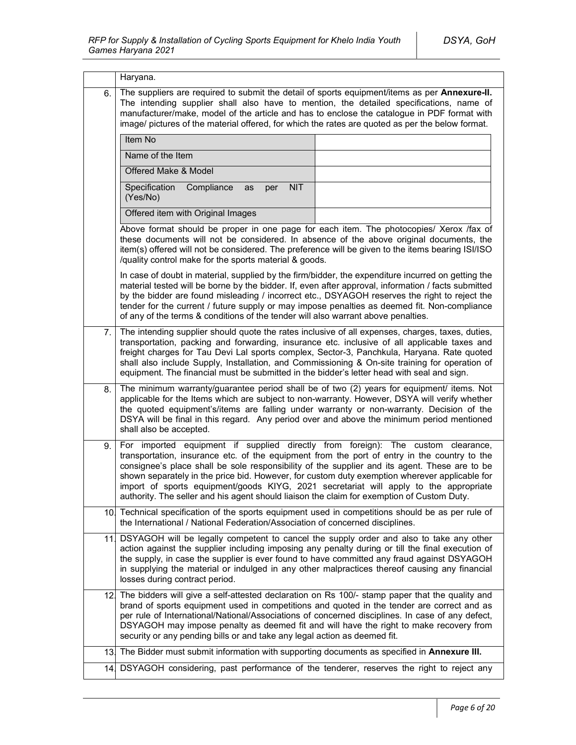| | |
|---|---|
| | Haryana. |
| 6. | The suppliers are required to submit the detail of sports equipment/items as per **Annexure-II.** The intending supplier shall also have to mention, the detailed specifications, name of manufacturer/make, model of the article and has to enclose the catalogue in PDF format with image/ pictures of the material offered, for which the rates are quoted as per the below format.<br><br>Item No: <br>Name of the Item: <br>Offered Make & Model: <br>Specification Compliance as per NIT (Yes/No): <br>Offered item with Original Images: <br><br>Above format should be proper in one page for each item. The photocopies/ Xerox /fax of these documents will not be considered. In absence of the above original documents, the item(s) offered will not be considered. The preference will be given to the items bearing ISI/ISO /quality control make for the sports material & goods.<br><br>In case of doubt in material, supplied by the firm/bidder, the expenditure incurred on getting the material tested will be borne by the bidder. If, even after approval, information / facts submitted by the bidder are found misleading / incorrect etc., DSYAGOH reserves the right to reject the tender for the current / future supply or may impose penalties as deemed fit. Non-compliance of any of the terms & conditions of the tender will also warrant above penalties. |
| 7. | The intending supplier should quote the rates inclusive of all expenses, charges, taxes, duties, transportation, packing and forwarding, insurance etc. inclusive of all applicable taxes and freight charges for Tau Devi Lal sports complex, Sector-3, Panchkula, Haryana. Rate quoted shall also include Supply, Installation, and Commissioning & On-site training for operation of equipment. The financial must be submitted in the bidder's letter head with seal and sign. |
| 8. | The minimum warranty/guarantee period shall be of two (2) years for equipment/ items. Not applicable for the Items which are subject to non-warranty. However, DSYA will verify whether the quoted equipment's/items are falling under warranty or non-warranty. Decision of the DSYA will be final in this regard. Any period over and above the minimum period mentioned shall also be accepted. |
| 9. | For imported equipment if supplied directly from foreign): The custom clearance, transportation, insurance etc. of the equipment from the port of entry in the country to the consignee's place shall be sole responsibility of the supplier and its agent. These are to be shown separately in the price bid. However, for custom duty exemption wherever applicable for import of sports equipment/goods KIYG, 2021 secretariat will apply to the appropriate authority. The seller and his agent should liaison the claim for exemption of Custom Duty. |
| 10. | Technical specification of the sports equipment used in competitions should be as per rule of the International / National Federation/Association of concerned disciplines. |
| 11. | DSYAGOH will be legally competent to cancel the supply order and also to take any other action against the supplier including imposing any penalty during or till the final execution of the supply, in case the supplier is ever found to have committed any fraud against DSYAGOH in supplying the material or indulged in any other malpractices thereof causing any financial losses during contract period. |
| 12. | The bidders will give a self-attested declaration on Rs 100/- stamp paper that the quality and brand of sports equipment used in competitions and quoted in the tender are correct and as per rule of International/National/Associations of concerned disciplines. In case of any defect, DSYAGOH may impose penalty as deemed fit and will have the right to make recovery from security or any pending bills or and take any legal action as deemed fit. |
| 13. | The Bidder must submit information with supporting documents as specified in **Annexure III.** |
| 14. | DSYAGOH considering, past performance of the tenderer, reserves the right to reject any |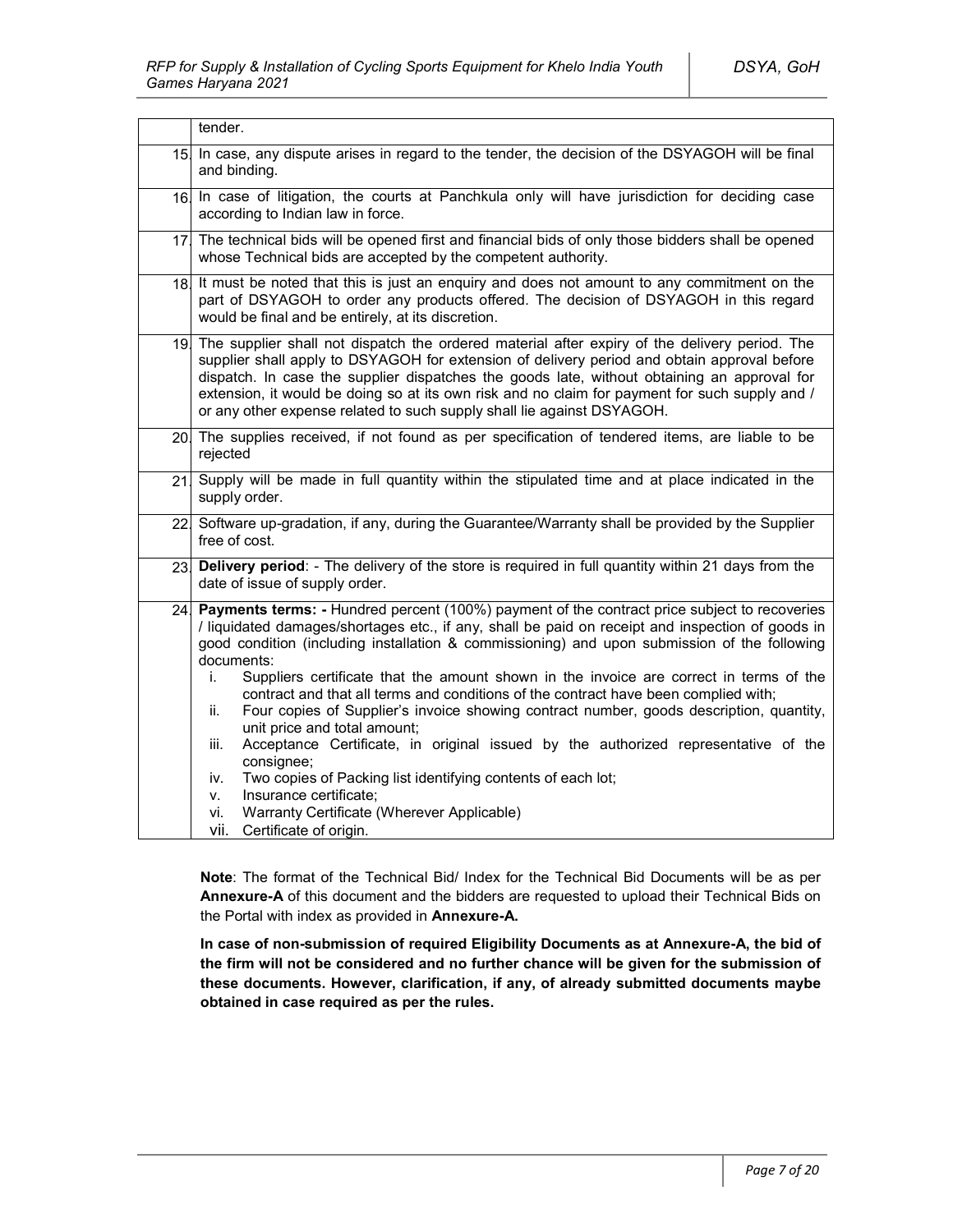|  |  |
|---|---|
|  | tender. |
| 15. | In case, any dispute arises in regard to the tender, the decision of the DSYAGOH will be final and binding. |
| 16. | In case of litigation, the courts at Panchkula only will have jurisdiction for deciding case according to Indian law in force. |
| 17. | The technical bids will be opened first and financial bids of only those bidders shall be opened whose Technical bids are accepted by the competent authority. |
| 18. | It must be noted that this is just an enquiry and does not amount to any commitment on the part of DSYAGOH to order any products offered. The decision of DSYAGOH in this regard would be final and be entirely, at its discretion. |
| 19. | The supplier shall not dispatch the ordered material after expiry of the delivery period. The supplier shall apply to DSYAGOH for extension of delivery period and obtain approval before dispatch. In case the supplier dispatches the goods late, without obtaining an approval for extension, it would be doing so at its own risk and no claim for payment for such supply and / or any other expense related to such supply shall lie against DSYAGOH. |
| 20. | The supplies received, if not found as per specification of tendered items, are liable to be rejected |
| 21. | Supply will be made in full quantity within the stipulated time and at place indicated in the supply order. |
| 22. | Software up-gradation, if any, during the Guarantee/Warranty shall be provided by the Supplier free of cost. |
| 23. | **Delivery period**: - The delivery of the store is required in full quantity within 21 days from the date of issue of supply order. |
| 24. | **Payments terms: -** Hundred percent (100%) payment of the contract price subject to recoveries / liquidated damages/shortages etc., if any, shall be paid on receipt and inspection of goods in good condition (including installation & commissioning) and upon submission of the following documents:<br>i. Suppliers certificate that the amount shown in the invoice are correct in terms of the contract and that all terms and conditions of the contract have been complied with;<br>ii. Four copies of Supplier's invoice showing contract number, goods description, quantity, unit price and total amount;<br>iii. Acceptance Certificate, in original issued by the authorized representative of the consignee;<br>iv. Two copies of Packing list identifying contents of each lot;<br>v. Insurance certificate;<br>vi. Warranty Certificate (Wherever Applicable)<br>vii. Certificate of origin. |

**Note**: The format of the Technical Bid/ Index for the Technical Bid Documents will be as per **Annexure-A** of this document and the bidders are requested to upload their Technical Bids on the Portal with index as provided in **Annexure-A.**

**In case of non-submission of required Eligibility Documents as at Annexure-A, the bid of the firm will not be considered and no further chance will be given for the submission of these documents. However, clarification, if any, of already submitted documents maybe obtained in case required as per the rules.**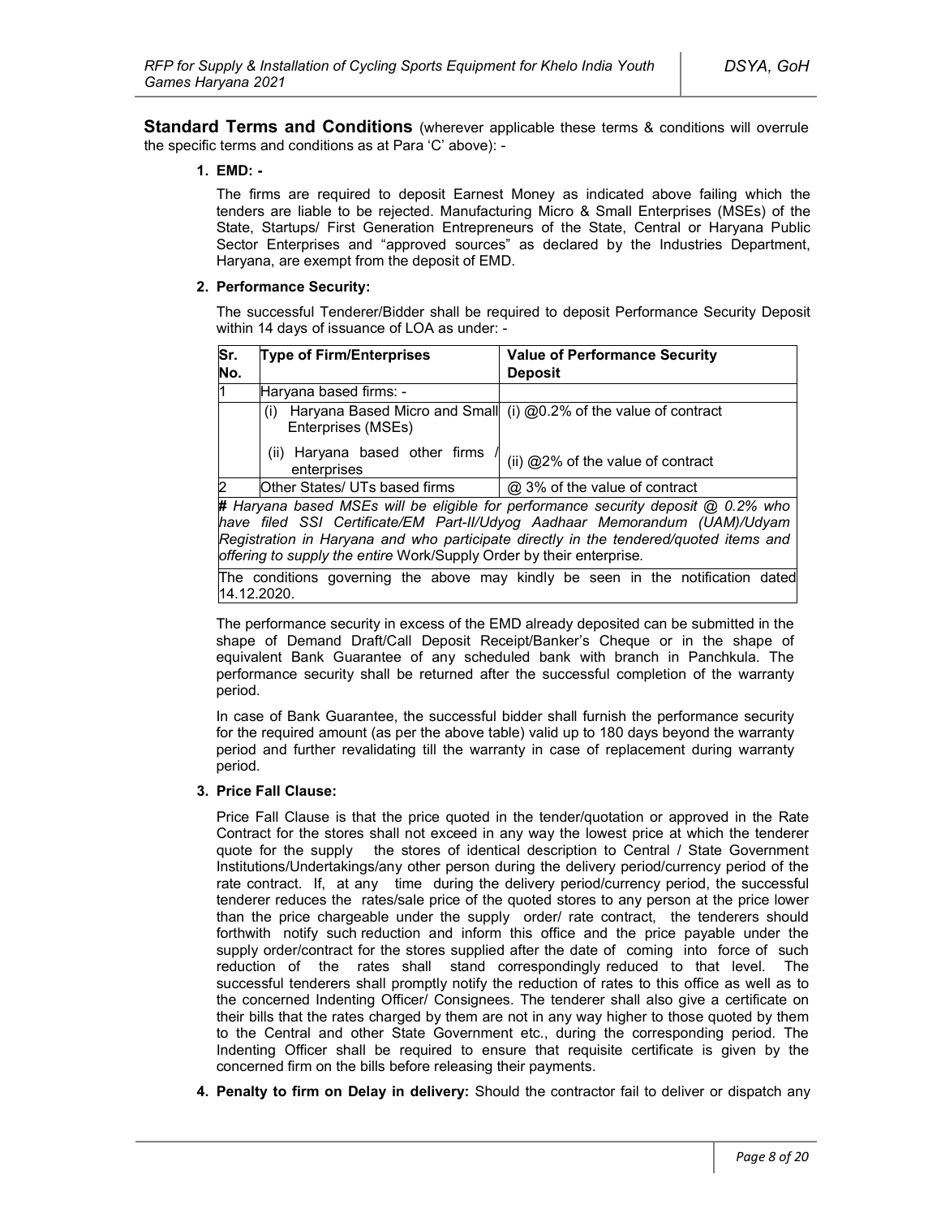**Standard Terms and Conditions** (wherever applicable these terms & conditions will overrule the specific terms and conditions as at Para 'C' above): -

**1. EMD: -**

The firms are required to deposit Earnest Money as indicated above failing which the tenders are liable to be rejected. Manufacturing Micro & Small Enterprises (MSEs) of the State, Startups/ First Generation Entrepreneurs of the State, Central or Haryana Public Sector Enterprises and "approved sources" as declared by the Industries Department, Haryana, are exempt from the deposit of EMD.

**2. Performance Security:**

The successful Tenderer/Bidder shall be required to deposit Performance Security Deposit within 14 days of issuance of LOA as under: -

| Sr. No. | Type of Firm/Enterprises | Value of Performance Security Deposit |
|---|---|---|
| 1 | Haryana based firms: - | |
| | (i) Haryana Based Micro and Small Enterprises (MSEs) | (i) @0.2% of the value of contract |
| | (ii) Haryana based other firms / enterprises | (ii) @2% of the value of contract |
| 2 | Other States/ UTs based firms | @ 3% of the value of contract |
| ***#** Haryana based MSEs will be eligible for performance security deposit @ 0.2% who have filed SSI Certificate/EM Part-II/Udyog Aadhaar Memorandum (UAM)/Udyam Registration in Haryana and who participate directly in the tendered/quoted items and offering to supply the entire* Work/Supply Order by their enterprise. | | |
| The conditions governing the above may kindly be seen in the notification dated 14.12.2020. | | |

The performance security in excess of the EMD already deposited can be submitted in the shape of Demand Draft/Call Deposit Receipt/Banker's Cheque or in the shape of equivalent Bank Guarantee of any scheduled bank with branch in Panchkula. The performance security shall be returned after the successful completion of the warranty period.

In case of Bank Guarantee, the successful bidder shall furnish the performance security for the required amount (as per the above table) valid up to 180 days beyond the warranty period and further revalidating till the warranty in case of replacement during warranty period.

**3. Price Fall Clause:**

Price Fall Clause is that the price quoted in the tender/quotation or approved in the Rate Contract for the stores shall not exceed in any way the lowest price at which the tenderer quote for the supply the stores of identical description to Central / State Government Institutions/Undertakings/any other person during the delivery period/currency period of the rate contract. If, at any time during the delivery period/currency period, the successful tenderer reduces the rates/sale price of the quoted stores to any person at the price lower than the price chargeable under the supply order/ rate contract, the tenderers should forthwith notify such reduction and inform this office and the price payable under the supply order/contract for the stores supplied after the date of coming into force of such reduction of the rates shall stand correspondingly reduced to that level. The successful tenderers shall promptly notify the reduction of rates to this office as well as to the concerned Indenting Officer/ Consignees. The tenderer shall also give a certificate on their bills that the rates charged by them are not in any way higher to those quoted by them to the Central and other State Government etc., during the corresponding period. The Indenting Officer shall be required to ensure that requisite certificate is given by the concerned firm on the bills before releasing their payments.

**4. Penalty to firm on Delay in delivery:** Should the contractor fail to deliver or dispatch any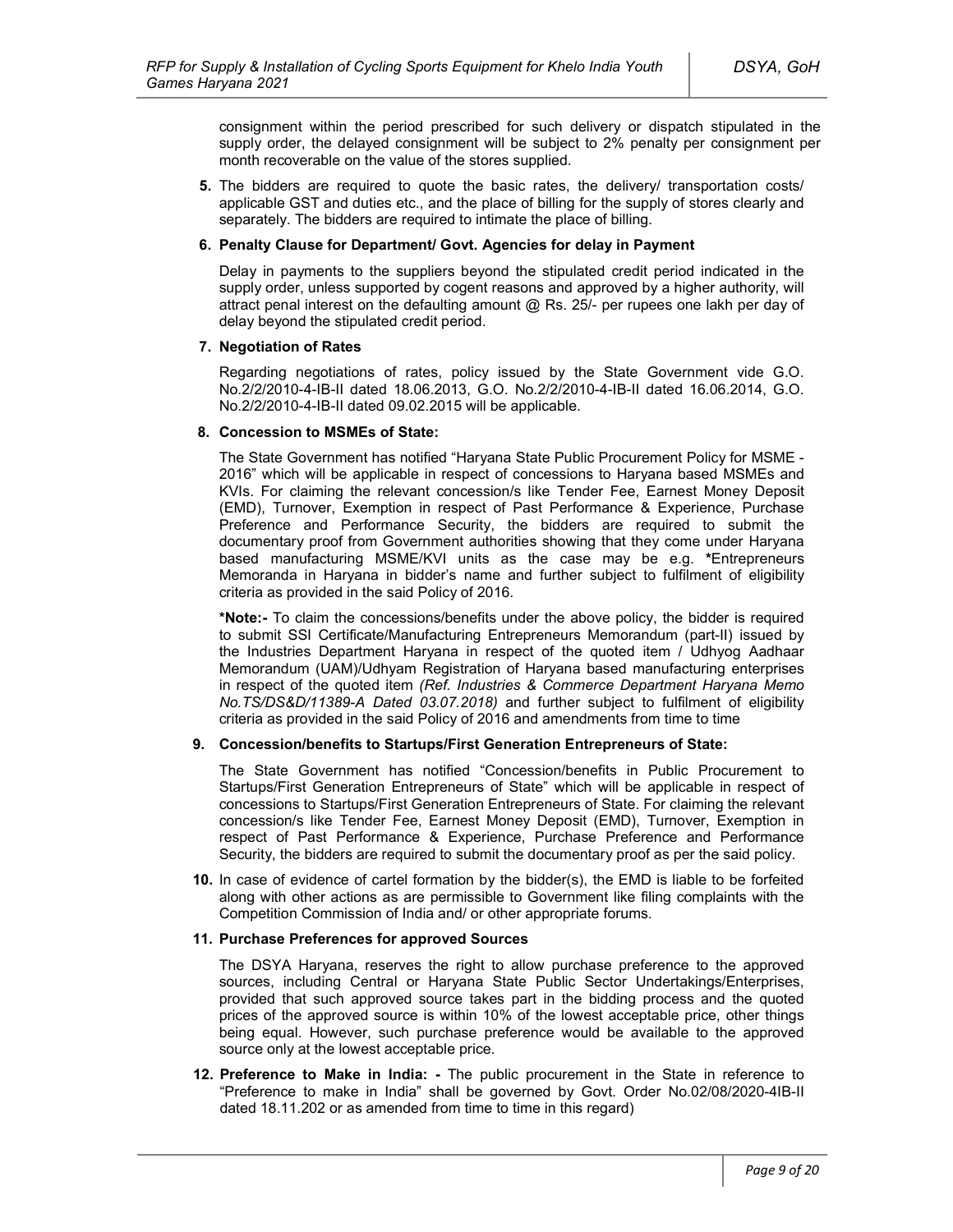consignment within the period prescribed for such delivery or dispatch stipulated in the supply order, the delayed consignment will be subject to 2% penalty per consignment per month recoverable on the value of the stores supplied.

**5.** The bidders are required to quote the basic rates, the delivery/ transportation costs/ applicable GST and duties etc., and the place of billing for the supply of stores clearly and separately. The bidders are required to intimate the place of billing.

**6. Penalty Clause for Department/ Govt. Agencies for delay in Payment**

Delay in payments to the suppliers beyond the stipulated credit period indicated in the supply order, unless supported by cogent reasons and approved by a higher authority, will attract penal interest on the defaulting amount @ Rs. 25/- per rupees one lakh per day of delay beyond the stipulated credit period.

**7. Negotiation of Rates**

Regarding negotiations of rates, policy issued by the State Government vide G.O. No.2/2/2010-4-IB-II dated 18.06.2013, G.O. No.2/2/2010-4-IB-II dated 16.06.2014, G.O. No.2/2/2010-4-IB-II dated 09.02.2015 will be applicable.

**8. Concession to MSMEs of State:**

The State Government has notified "Haryana State Public Procurement Policy for MSME - 2016" which will be applicable in respect of concessions to Haryana based MSMEs and KVIs. For claiming the relevant concession/s like Tender Fee, Earnest Money Deposit (EMD), Turnover, Exemption in respect of Past Performance & Experience, Purchase Preference and Performance Security, the bidders are required to submit the documentary proof from Government authorities showing that they come under Haryana based manufacturing MSME/KVI units as the case may be e.g. **\***Entrepreneurs Memoranda in Haryana in bidder's name and further subject to fulfilment of eligibility criteria as provided in the said Policy of 2016.

**\*Note:-** To claim the concessions/benefits under the above policy, the bidder is required to submit SSI Certificate/Manufacturing Entrepreneurs Memorandum (part-II) issued by the Industries Department Haryana in respect of the quoted item / Udhyog Aadhaar Memorandum (UAM)/Udhyam Registration of Haryana based manufacturing enterprises in respect of the quoted item *(Ref. Industries & Commerce Department Haryana Memo No.TS/DS&D/11389-A Dated 03.07.2018)* and further subject to fulfilment of eligibility criteria as provided in the said Policy of 2016 and amendments from time to time

**9. Concession/benefits to Startups/First Generation Entrepreneurs of State:**

The State Government has notified "Concession/benefits in Public Procurement to Startups/First Generation Entrepreneurs of State" which will be applicable in respect of concessions to Startups/First Generation Entrepreneurs of State. For claiming the relevant concession/s like Tender Fee, Earnest Money Deposit (EMD), Turnover, Exemption in respect of Past Performance & Experience, Purchase Preference and Performance Security, the bidders are required to submit the documentary proof as per the said policy.

**10.** In case of evidence of cartel formation by the bidder(s), the EMD is liable to be forfeited along with other actions as are permissible to Government like filing complaints with the Competition Commission of India and/ or other appropriate forums.

**11. Purchase Preferences for approved Sources**

The DSYA Haryana, reserves the right to allow purchase preference to the approved sources, including Central or Haryana State Public Sector Undertakings/Enterprises, provided that such approved source takes part in the bidding process and the quoted prices of the approved source is within 10% of the lowest acceptable price, other things being equal. However, such purchase preference would be available to the approved source only at the lowest acceptable price.

**12. Preference to Make in India: -** The public procurement in the State in reference to "Preference to make in India" shall be governed by Govt. Order No.02/08/2020-4IB-II dated 18.11.202 or as amended from time to time in this regard)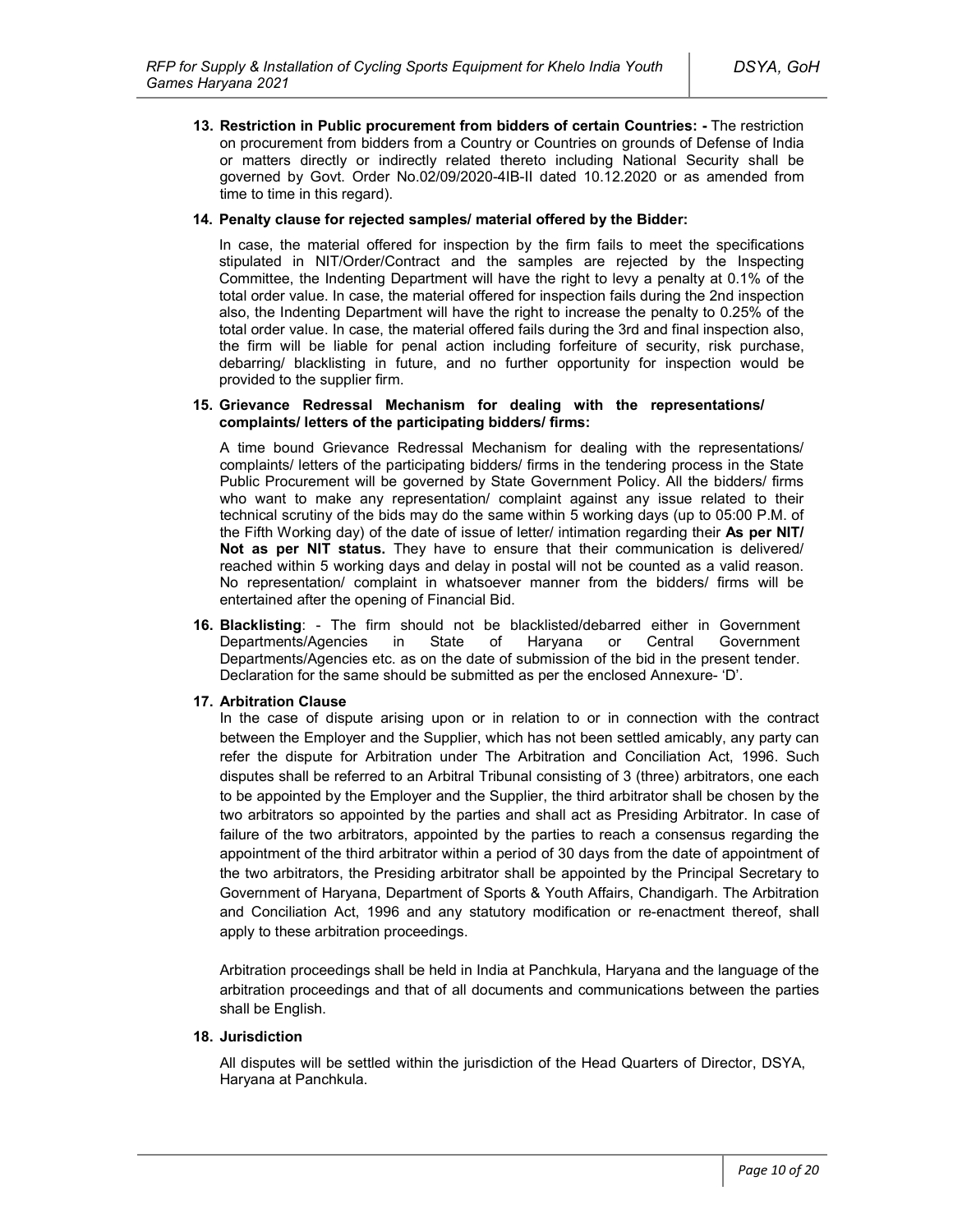13. **Restriction in Public procurement from bidders of certain Countries: -** The restriction on procurement from bidders from a Country or Countries on grounds of Defense of India or matters directly or indirectly related thereto including National Security shall be governed by Govt. Order No.02/09/2020-4IB-II dated 10.12.2020 or as amended from time to time in this regard).

14. **Penalty clause for rejected samples/ material offered by the Bidder:**

    In case, the material offered for inspection by the firm fails to meet the specifications stipulated in NIT/Order/Contract and the samples are rejected by the Inspecting Committee, the Indenting Department will have the right to levy a penalty at 0.1% of the total order value. In case, the material offered for inspection fails during the 2nd inspection also, the Indenting Department will have the right to increase the penalty to 0.25% of the total order value. In case, the material offered fails during the 3rd and final inspection also, the firm will be liable for penal action including forfeiture of security, risk purchase, debarring/ blacklisting in future, and no further opportunity for inspection would be provided to the supplier firm.

15. **Grievance Redressal Mechanism for dealing with the representations/ complaints/ letters of the participating bidders/ firms:**

    A time bound Grievance Redressal Mechanism for dealing with the representations/ complaints/ letters of the participating bidders/ firms in the tendering process in the State Public Procurement will be governed by State Government Policy. All the bidders/ firms who want to make any representation/ complaint against any issue related to their technical scrutiny of the bids may do the same within 5 working days (up to 05:00 P.M. of the Fifth Working day) of the date of issue of letter/ intimation regarding their **As per NIT/ Not as per NIT status.** They have to ensure that their communication is delivered/ reached within 5 working days and delay in postal will not be counted as a valid reason. No representation/ complaint in whatsoever manner from the bidders/ firms will be entertained after the opening of Financial Bid.

16. **Blacklisting**: - The firm should not be blacklisted/debarred either in Government Departments/Agencies in State of Haryana or Central Government Departments/Agencies etc. as on the date of submission of the bid in the present tender. Declaration for the same should be submitted as per the enclosed Annexure- 'D'.

17. **Arbitration Clause**

    In the case of dispute arising upon or in relation to or in connection with the contract between the Employer and the Supplier, which has not been settled amicably, any party can refer the dispute for Arbitration under The Arbitration and Conciliation Act, 1996. Such disputes shall be referred to an Arbitral Tribunal consisting of 3 (three) arbitrators, one each to be appointed by the Employer and the Supplier, the third arbitrator shall be chosen by the two arbitrators so appointed by the parties and shall act as Presiding Arbitrator. In case of failure of the two arbitrators, appointed by the parties to reach a consensus regarding the appointment of the third arbitrator within a period of 30 days from the date of appointment of the two arbitrators, the Presiding arbitrator shall be appointed by the Principal Secretary to Government of Haryana, Department of Sports & Youth Affairs, Chandigarh. The Arbitration and Conciliation Act, 1996 and any statutory modification or re-enactment thereof, shall apply to these arbitration proceedings.

    Arbitration proceedings shall be held in India at Panchkula, Haryana and the language of the arbitration proceedings and that of all documents and communications between the parties shall be English.

18. **Jurisdiction**

    All disputes will be settled within the jurisdiction of the Head Quarters of Director, DSYA, Haryana at Panchkula.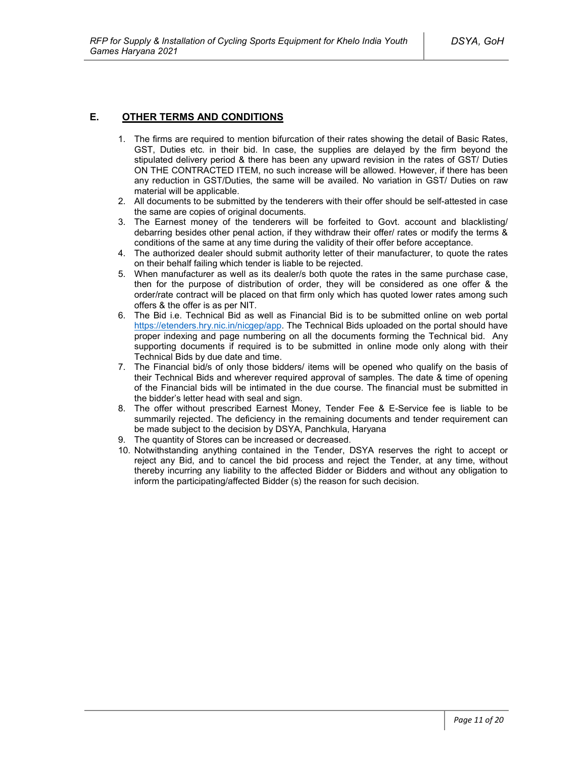## E. OTHER TERMS AND CONDITIONS

1. The firms are required to mention bifurcation of their rates showing the detail of Basic Rates, GST, Duties etc. in their bid. In case, the supplies are delayed by the firm beyond the stipulated delivery period & there has been any upward revision in the rates of GST/ Duties ON THE CONTRACTED ITEM, no such increase will be allowed. However, if there has been any reduction in GST/Duties, the same will be availed. No variation in GST/ Duties on raw material will be applicable.
2. All documents to be submitted by the tenderers with their offer should be self-attested in case the same are copies of original documents.
3. The Earnest money of the tenderers will be forfeited to Govt. account and blacklisting/ debarring besides other penal action, if they withdraw their offer/ rates or modify the terms & conditions of the same at any time during the validity of their offer before acceptance.
4. The authorized dealer should submit authority letter of their manufacturer, to quote the rates on their behalf failing which tender is liable to be rejected.
5. When manufacturer as well as its dealer/s both quote the rates in the same purchase case, then for the purpose of distribution of order, they will be considered as one offer & the order/rate contract will be placed on that firm only which has quoted lower rates among such offers & the offer is as per NIT.
6. The Bid i.e. Technical Bid as well as Financial Bid is to be submitted online on web portal https://etenders.hry.nic.in/nicgep/app. The Technical Bids uploaded on the portal should have proper indexing and page numbering on all the documents forming the Technical bid. Any supporting documents if required is to be submitted in online mode only along with their Technical Bids by due date and time.
7. The Financial bid/s of only those bidders/ items will be opened who qualify on the basis of their Technical Bids and wherever required approval of samples. The date & time of opening of the Financial bids will be intimated in the due course. The financial must be submitted in the bidder's letter head with seal and sign.
8. The offer without prescribed Earnest Money, Tender Fee & E-Service fee is liable to be summarily rejected. The deficiency in the remaining documents and tender requirement can be made subject to the decision by DSYA, Panchkula, Haryana
9. The quantity of Stores can be increased or decreased.
10. Notwithstanding anything contained in the Tender, DSYA reserves the right to accept or reject any Bid, and to cancel the bid process and reject the Tender, at any time, without thereby incurring any liability to the affected Bidder or Bidders and without any obligation to inform the participating/affected Bidder (s) the reason for such decision.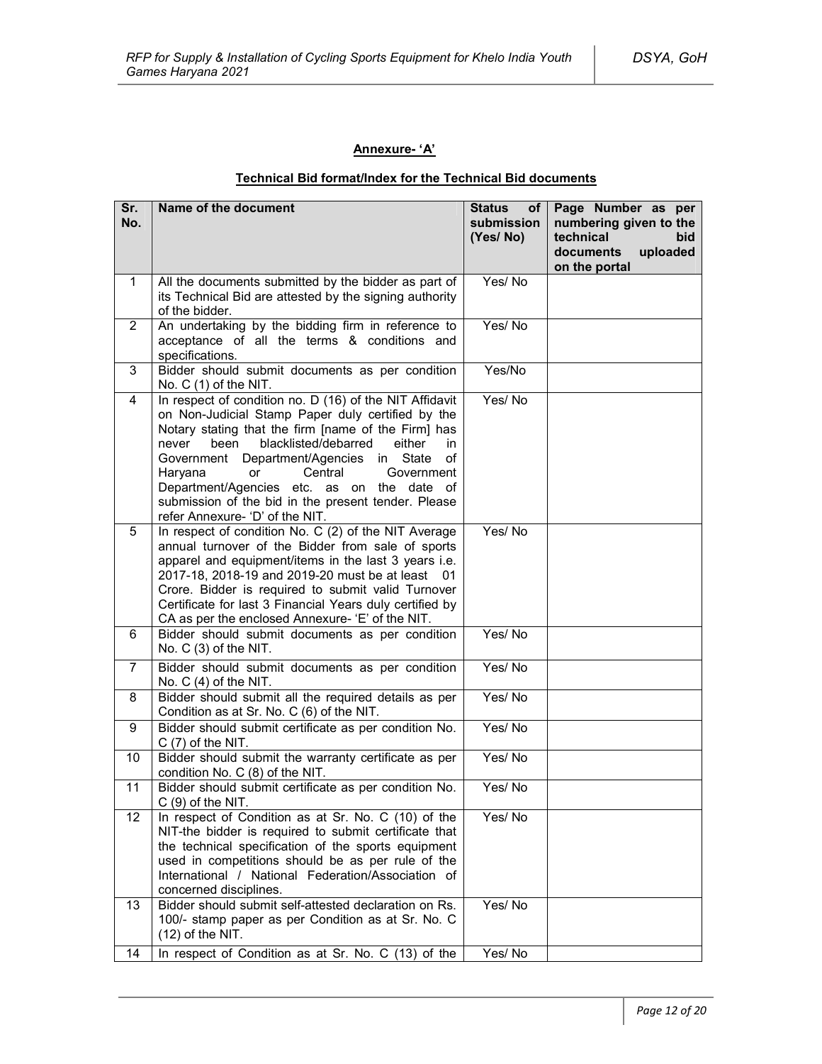**Annexure- 'A'**

**Technical Bid format/Index for the Technical Bid documents**

| Sr. No. | Name of the document | Status of submission (Yes/ No) | Page Number as per numbering given to the technical bid documents uploaded on the portal |
|---|---|---|---|
| 1 | All the documents submitted by the bidder as part of its Technical Bid are attested by the signing authority of the bidder. | Yes/ No | |
| 2 | An undertaking by the bidding firm in reference to acceptance of all the terms & conditions and specifications. | Yes/ No | |
| 3 | Bidder should submit documents as per condition No. C (1) of the NIT. | Yes/No | |
| 4 | In respect of condition no. D (16) of the NIT Affidavit on Non-Judicial Stamp Paper duly certified by the Notary stating that the firm [name of the Firm] has never been blacklisted/debarred either in Government Department/Agencies in State of Haryana or Central Government Department/Agencies etc. as on the date of submission of the bid in the present tender. Please refer Annexure- 'D' of the NIT. | Yes/ No | |
| 5 | In respect of condition No. C (2) of the NIT Average annual turnover of the Bidder from sale of sports apparel and equipment/items in the last 3 years i.e. 2017-18, 2018-19 and 2019-20 must be at least 01 Crore. Bidder is required to submit valid Turnover Certificate for last 3 Financial Years duly certified by CA as per the enclosed Annexure- 'E' of the NIT. | Yes/ No | |
| 6 | Bidder should submit documents as per condition No. C (3) of the NIT. | Yes/ No | |
| 7 | Bidder should submit documents as per condition No. C (4) of the NIT. | Yes/ No | |
| 8 | Bidder should submit all the required details as per Condition as at Sr. No. C (6) of the NIT. | Yes/ No | |
| 9 | Bidder should submit certificate as per condition No. C (7) of the NIT. | Yes/ No | |
| 10 | Bidder should submit the warranty certificate as per condition No. C (8) of the NIT. | Yes/ No | |
| 11 | Bidder should submit certificate as per condition No. C (9) of the NIT. | Yes/ No | |
| 12 | In respect of Condition as at Sr. No. C (10) of the NIT-the bidder is required to submit certificate that the technical specification of the sports equipment used in competitions should be as per rule of the International / National Federation/Association of concerned disciplines. | Yes/ No | |
| 13 | Bidder should submit self-attested declaration on Rs. 100/- stamp paper as per Condition as at Sr. No. C (12) of the NIT. | Yes/ No | |
| 14 | In respect of Condition as at Sr. No. C (13) of the | Yes/ No | |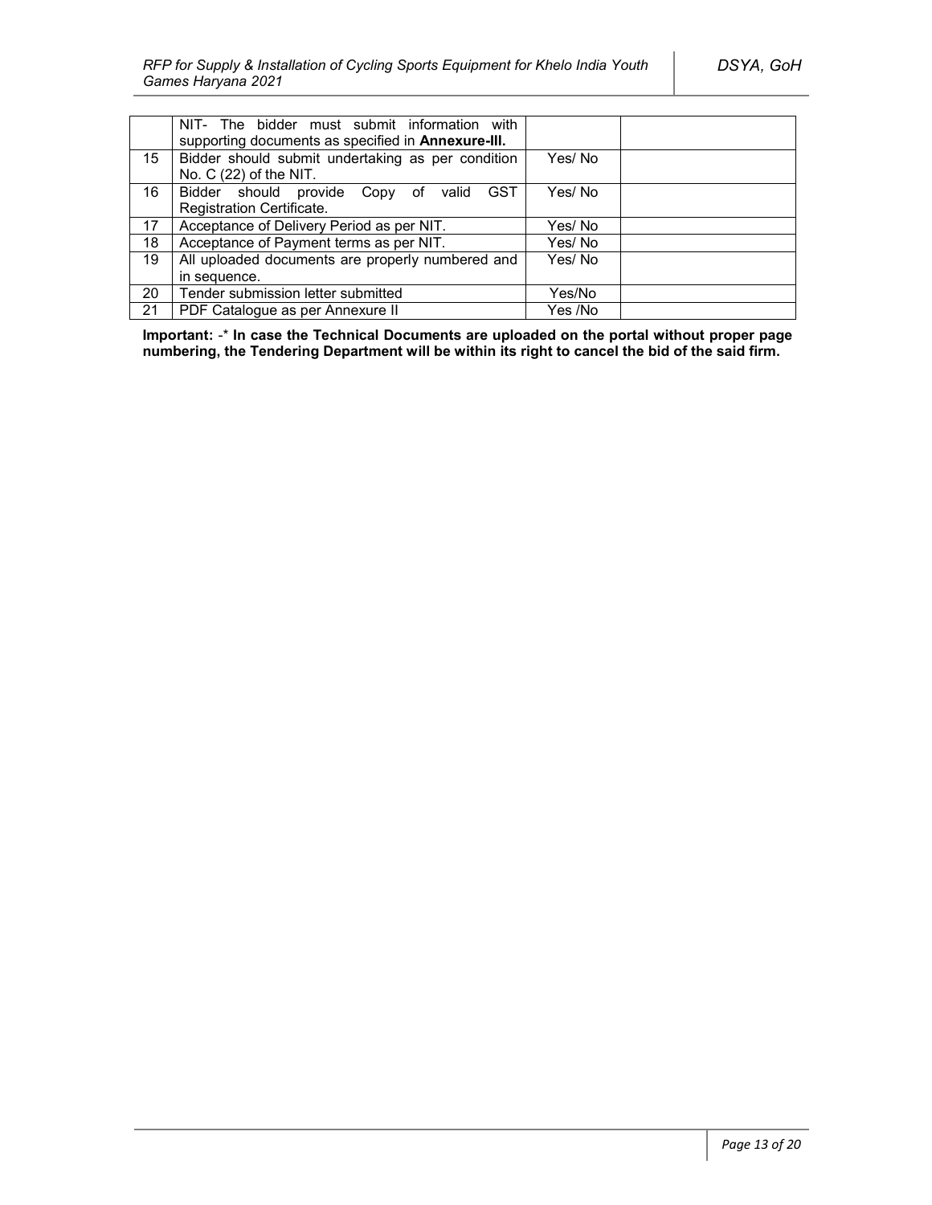|  |  |  |  |
|---|---|---|---|
|  | NIT- The bidder must submit information with supporting documents as specified in **Annexure-III.** |  |  |
| 15 | Bidder should submit undertaking as per condition No. C (22) of the NIT. | Yes/ No |  |
| 16 | Bidder should provide Copy of valid GST Registration Certificate. | Yes/ No |  |
| 17 | Acceptance of Delivery Period as per NIT. | Yes/ No |  |
| 18 | Acceptance of Payment terms as per NIT. | Yes/ No |  |
| 19 | All uploaded documents are properly numbered and in sequence. | Yes/ No |  |
| 20 | Tender submission letter submitted | Yes/No |  |
| 21 | PDF Catalogue as per Annexure II | Yes /No |  |

**Important:** -* **In case the Technical Documents are uploaded on the portal without proper page numbering, the Tendering Department will be within its right to cancel the bid of the said firm.**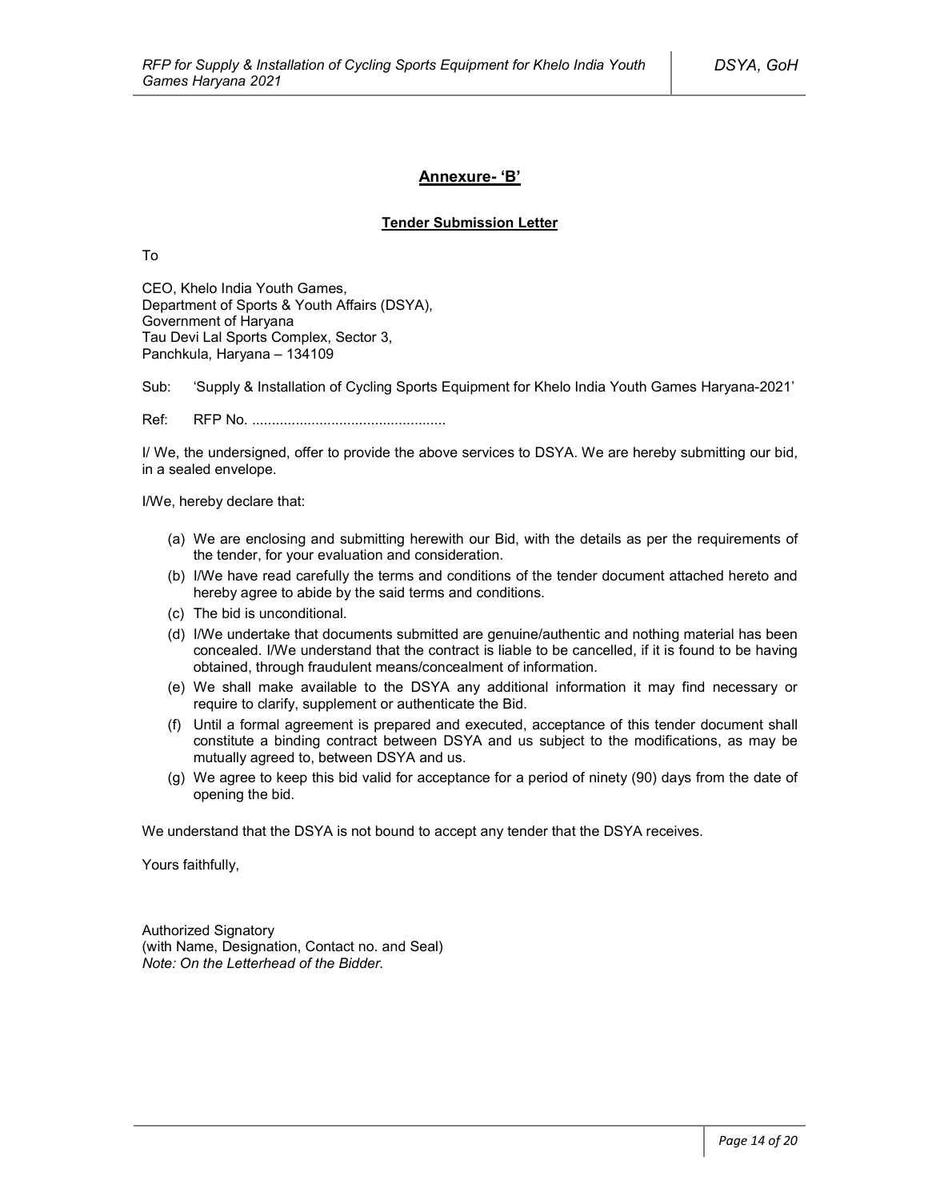## Annexure- 'B'

### Tender Submission Letter

To

CEO, Khelo India Youth Games,
Department of Sports & Youth Affairs (DSYA),
Government of Haryana
Tau Devi Lal Sports Complex, Sector 3,
Panchkula, Haryana – 134109

Sub: 'Supply & Installation of Cycling Sports Equipment for Khelo India Youth Games Haryana-2021'

Ref: RFP No. .................................................

I/ We, the undersigned, offer to provide the above services to DSYA. We are hereby submitting our bid, in a sealed envelope.

I/We, hereby declare that:

(a) We are enclosing and submitting herewith our Bid, with the details as per the requirements of the tender, for your evaluation and consideration.
(b) I/We have read carefully the terms and conditions of the tender document attached hereto and hereby agree to abide by the said terms and conditions.
(c) The bid is unconditional.
(d) I/We undertake that documents submitted are genuine/authentic and nothing material has been concealed. I/We understand that the contract is liable to be cancelled, if it is found to be having obtained, through fraudulent means/concealment of information.
(e) We shall make available to the DSYA any additional information it may find necessary or require to clarify, supplement or authenticate the Bid.
(f) Until a formal agreement is prepared and executed, acceptance of this tender document shall constitute a binding contract between DSYA and us subject to the modifications, as may be mutually agreed to, between DSYA and us.
(g) We agree to keep this bid valid for acceptance for a period of ninety (90) days from the date of opening the bid.

We understand that the DSYA is not bound to accept any tender that the DSYA receives.

Yours faithfully,

Authorized Signatory
(with Name, Designation, Contact no. and Seal)
*Note: On the Letterhead of the Bidder.*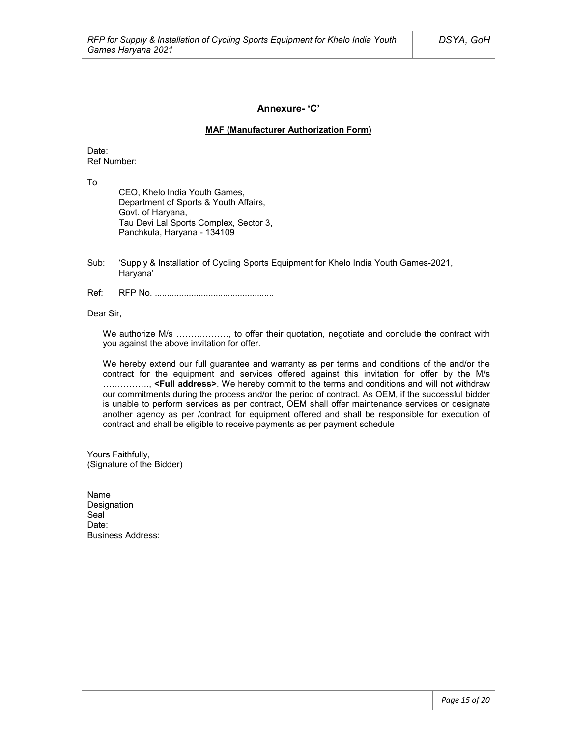## Annexure- 'C'

**MAF (Manufacturer Authorization Form)**

Date:
Ref Number:

To

CEO, Khelo India Youth Games,
Department of Sports & Youth Affairs,
Govt. of Haryana,
Tau Devi Lal Sports Complex, Sector 3,
Panchkula, Haryana - 134109

Sub: 'Supply & Installation of Cycling Sports Equipment for Khelo India Youth Games-2021, Haryana'

Ref: RFP No. .................................................

Dear Sir,

We authorize M/s ………………, to offer their quotation, negotiate and conclude the contract with you against the above invitation for offer.

We hereby extend our full guarantee and warranty as per terms and conditions of the and/or the contract for the equipment and services offered against this invitation for offer by the M/s ……………., **<Full address>**. We hereby commit to the terms and conditions and will not withdraw our commitments during the process and/or the period of contract. As OEM, if the successful bidder is unable to perform services as per contract, OEM shall offer maintenance services or designate another agency as per /contract for equipment offered and shall be responsible for execution of contract and shall be eligible to receive payments as per payment schedule

Yours Faithfully,
(Signature of the Bidder)

Name
Designation
Seal
Date:
Business Address: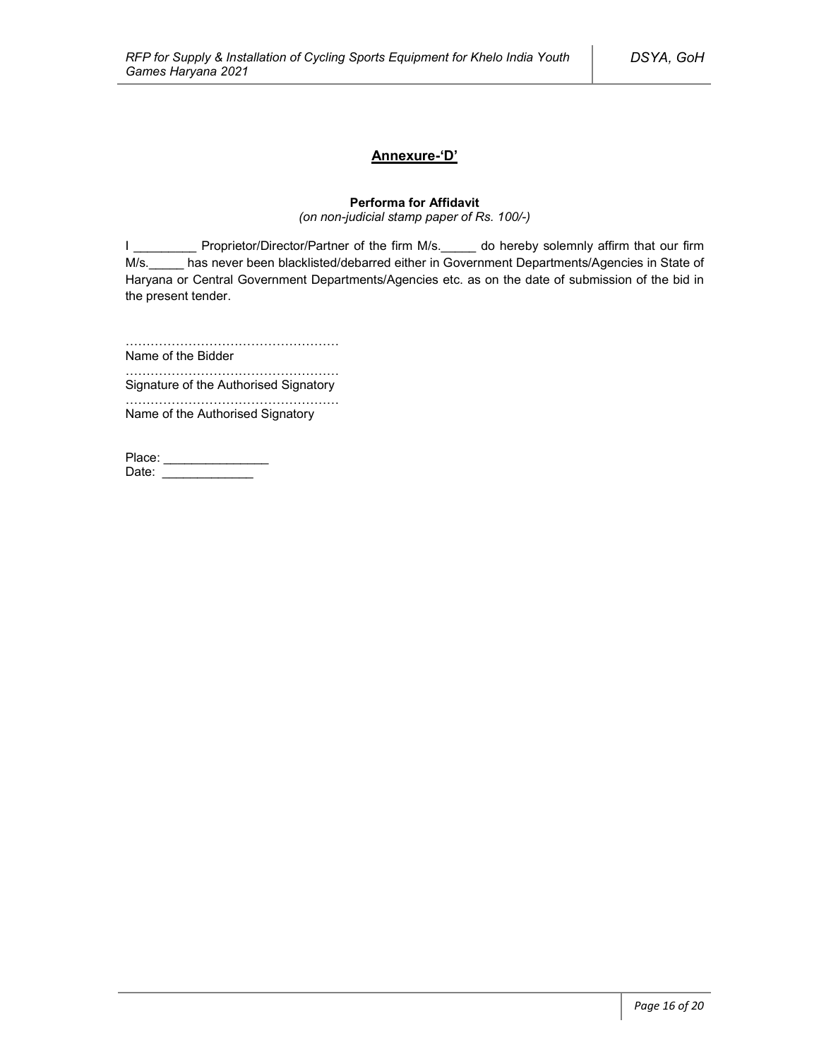## Annexure-'D'

**Performa for Affidavit**

*(on non-judicial stamp paper of Rs. 100/-)*

I _________ Proprietor/Director/Partner of the firm M/s._____ do hereby solemnly affirm that our firm M/s._____ has never been blacklisted/debarred either in Government Departments/Agencies in State of Haryana or Central Government Departments/Agencies etc. as on the date of submission of the bid in the present tender.

……………………………………………

Name of the Bidder

……………………………………………

Signature of the Authorised Signatory

……………………………………………

Name of the Authorised Signatory

Place: _______________

Date: _____________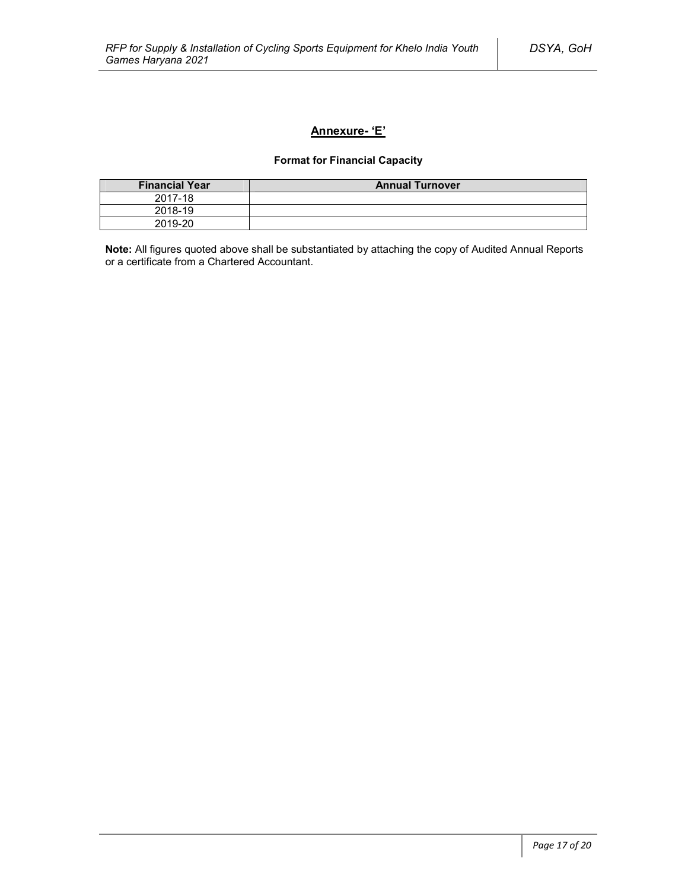## Annexure- 'E'

**Format for Financial Capacity**

| Financial Year | Annual Turnover |
|---|---|
| 2017-18 | |
| 2018-19 | |
| 2019-20 | |

**Note:** All figures quoted above shall be substantiated by attaching the copy of Audited Annual Reports or a certificate from a Chartered Accountant.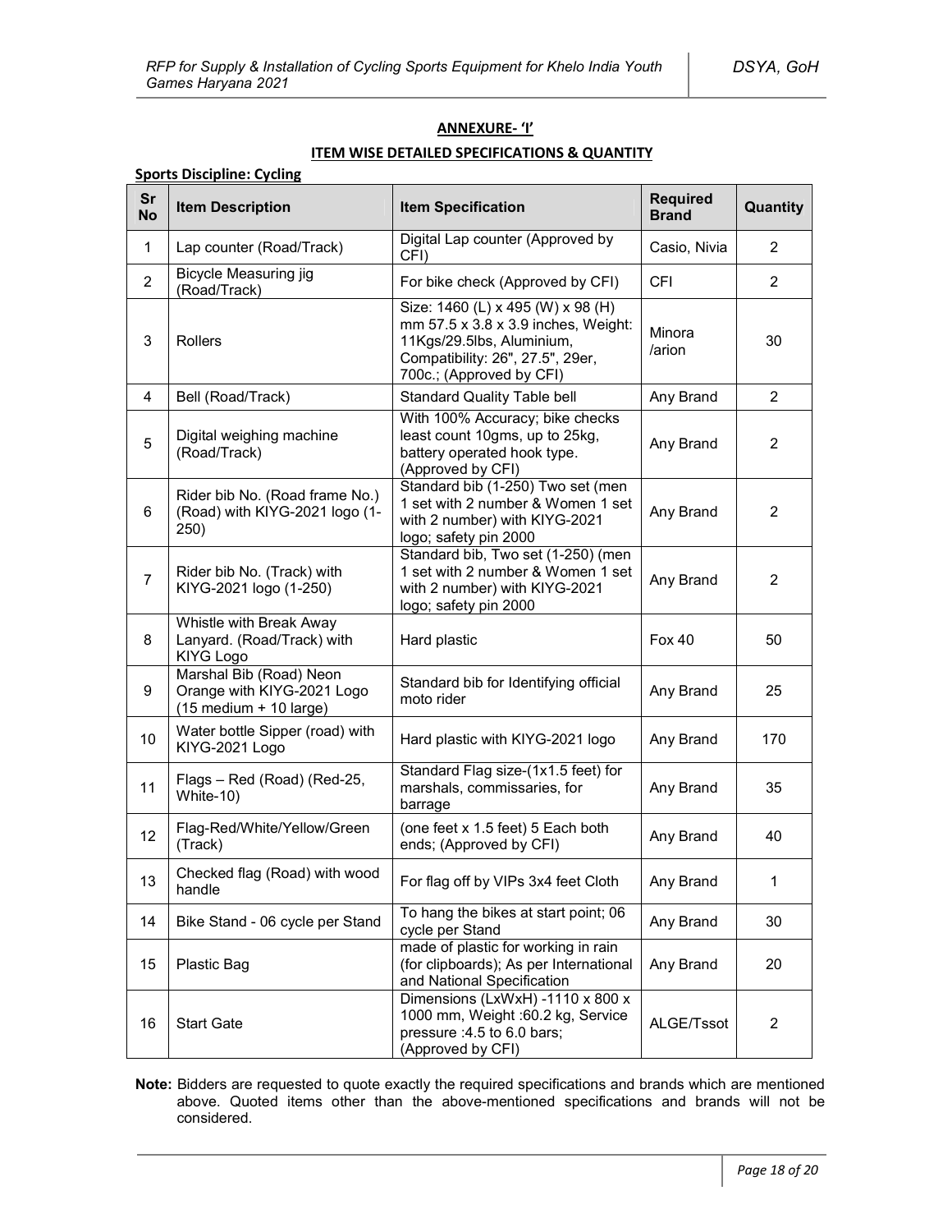## ANNEXURE- 'I'

### ITEM WISE DETAILED SPECIFICATIONS & QUANTITY

**Sports Discipline: Cycling**

| Sr No | Item Description | Item Specification | Required Brand | Quantity |
|---|---|---|---|---|
| 1 | Lap counter (Road/Track) | Digital Lap counter (Approved by CFI) | Casio, Nivia | 2 |
| 2 | Bicycle Measuring jig (Road/Track) | For bike check (Approved by CFI) | CFI | 2 |
| 3 | Rollers | Size: 1460 (L) x 495 (W) x 98 (H) mm 57.5 x 3.8 x 3.9 inches, Weight: 11Kgs/29.5lbs, Aluminium, Compatibility: 26", 27.5", 29er, 700c.; (Approved by CFI) | Minora /arion | 30 |
| 4 | Bell (Road/Track) | Standard Quality Table bell | Any Brand | 2 |
| 5 | Digital weighing machine (Road/Track) | With 100% Accuracy; bike checks least count 10gms, up to 25kg, battery operated hook type. (Approved by CFI) | Any Brand | 2 |
| 6 | Rider bib No. (Road frame No.) (Road) with KIYG-2021 logo (1-250) | Standard bib (1-250) Two set (men 1 set with 2 number & Women 1 set with 2 number) with KIYG-2021 logo; safety pin 2000 | Any Brand | 2 |
| 7 | Rider bib No. (Track) with KIYG-2021 logo (1-250) | Standard bib, Two set (1-250) (men 1 set with 2 number & Women 1 set with 2 number) with KIYG-2021 logo; safety pin 2000 | Any Brand | 2 |
| 8 | Whistle with Break Away Lanyard. (Road/Track) with KIYG Logo | Hard plastic | Fox 40 | 50 |
| 9 | Marshal Bib (Road) Neon Orange with KIYG-2021 Logo (15 medium + 10 large) | Standard bib for Identifying official moto rider | Any Brand | 25 |
| 10 | Water bottle Sipper (road) with KIYG-2021 Logo | Hard plastic with KIYG-2021 logo | Any Brand | 170 |
| 11 | Flags – Red (Road) (Red-25, White-10) | Standard Flag size-(1x1.5 feet) for marshals, commissaries, for barrage | Any Brand | 35 |
| 12 | Flag-Red/White/Yellow/Green (Track) | (one feet x 1.5 feet) 5 Each both ends; (Approved by CFI) | Any Brand | 40 |
| 13 | Checked flag (Road) with wood handle | For flag off by VIPs 3x4 feet Cloth | Any Brand | 1 |
| 14 | Bike Stand - 06 cycle per Stand | To hang the bikes at start point; 06 cycle per Stand | Any Brand | 30 |
| 15 | Plastic Bag | made of plastic for working in rain (for clipboards); As per International and National Specification | Any Brand | 20 |
| 16 | Start Gate | Dimensions (LxWxH) -1110 x 800 x 1000 mm, Weight :60.2 kg, Service pressure :4.5 to 6.0 bars; (Approved by CFI) | ALGE/Tssot | 2 |

**Note:** Bidders are requested to quote exactly the required specifications and brands which are mentioned above. Quoted items other than the above-mentioned specifications and brands will not be considered.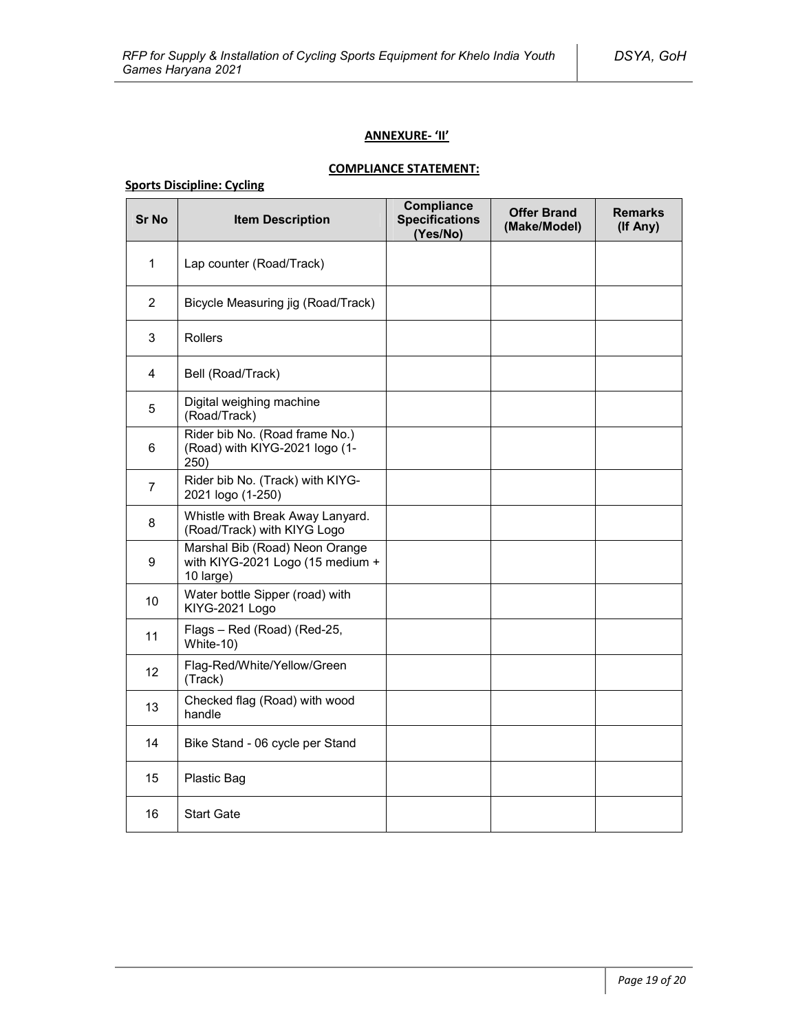**ANNEXURE- 'II'**

**COMPLIANCE STATEMENT:**

**Sports Discipline: Cycling**

| Sr No | Item Description | Compliance Specifications (Yes/No) | Offer Brand (Make/Model) | Remarks (If Any) |
|---|---|---|---|---|
| 1 | Lap counter (Road/Track) | | | |
| 2 | Bicycle Measuring jig (Road/Track) | | | |
| 3 | Rollers | | | |
| 4 | Bell (Road/Track) | | | |
| 5 | Digital weighing machine (Road/Track) | | | |
| 6 | Rider bib No. (Road frame No.) (Road) with KIYG-2021 logo (1-250) | | | |
| 7 | Rider bib No. (Track) with KIYG-2021 logo (1-250) | | | |
| 8 | Whistle with Break Away Lanyard. (Road/Track) with KIYG Logo | | | |
| 9 | Marshal Bib (Road) Neon Orange with KIYG-2021 Logo (15 medium + 10 large) | | | |
| 10 | Water bottle Sipper (road) with KIYG-2021 Logo | | | |
| 11 | Flags – Red (Road) (Red-25, White-10) | | | |
| 12 | Flag-Red/White/Yellow/Green (Track) | | | |
| 13 | Checked flag (Road) with wood handle | | | |
| 14 | Bike Stand - 06 cycle per Stand | | | |
| 15 | Plastic Bag | | | |
| 16 | Start Gate | | | |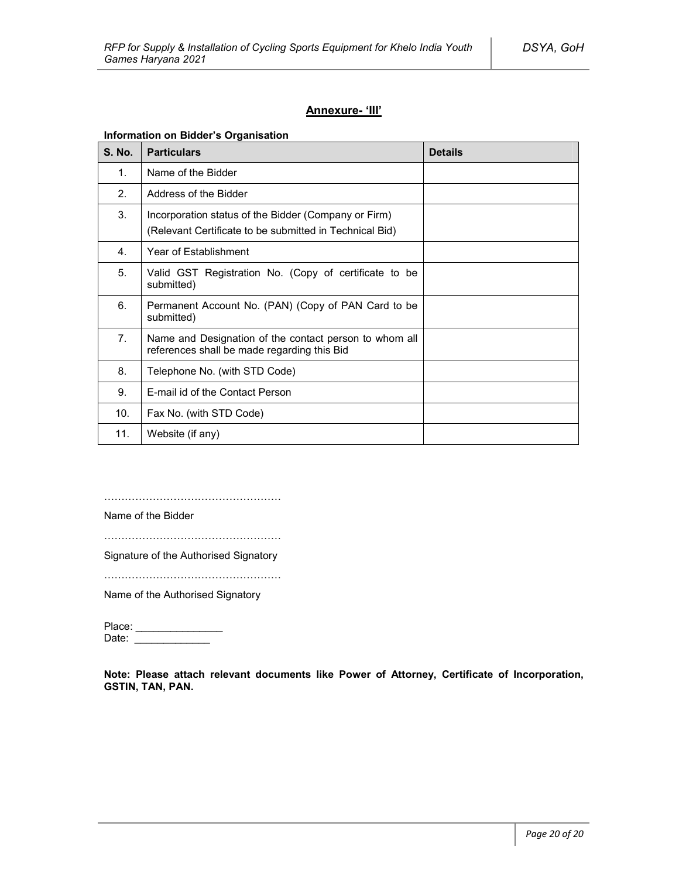## Annexure- 'III'

**Information on Bidder's Organisation**

| S. No. | Particulars | Details |
|---|---|---|
| 1. | Name of the Bidder | |
| 2. | Address of the Bidder | |
| 3. | Incorporation status of the Bidder (Company or Firm) (Relevant Certificate to be submitted in Technical Bid) | |
| 4. | Year of Establishment | |
| 5. | Valid GST Registration No. (Copy of certificate to be submitted) | |
| 6. | Permanent Account No. (PAN) (Copy of PAN Card to be submitted) | |
| 7. | Name and Designation of the contact person to whom all references shall be made regarding this Bid | |
| 8. | Telephone No. (with STD Code) | |
| 9. | E-mail id of the Contact Person | |
| 10. | Fax No. (with STD Code) | |
| 11. | Website (if any) | |

……………………………………………

Name of the Bidder

……………………………………………

Signature of the Authorised Signatory

……………………………………………

Name of the Authorised Signatory

Place: _______________
Date: _____________

**Note: Please attach relevant documents like Power of Attorney, Certificate of Incorporation, GSTIN, TAN, PAN.**